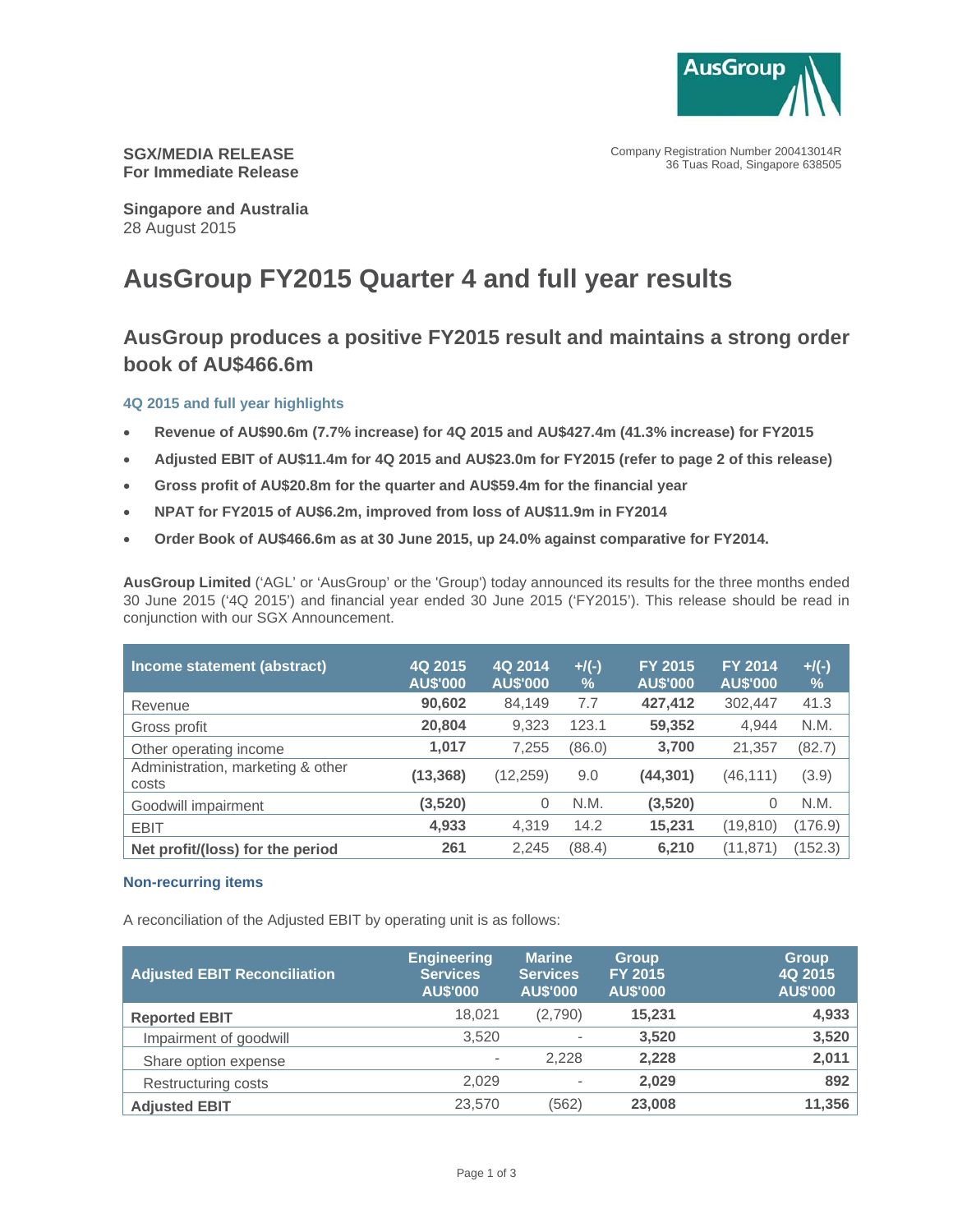**SGX/MEDIA RELEASE**
**For Immediate Release**

Company Registration Number 200413014R
36 Tuas Road, Singapore 638505

**Singapore and Australia**
28 August 2015

# AusGroup FY2015 Quarter 4 and full year results

## AusGroup produces a positive FY2015 result and maintains a strong order book of AU$466.6m

### 4Q 2015 and full year highlights

- **Revenue of AU$90.6m (7.7% increase) for 4Q 2015 and AU$427.4m (41.3% increase) for FY2015**
- **Adjusted EBIT of AU$11.4m for 4Q 2015 and AU$23.0m for FY2015 (refer to page 2 of this release)**
- **Gross profit of AU$20.8m for the quarter and AU$59.4m for the financial year**
- **NPAT for FY2015 of AU$6.2m, improved from loss of AU$11.9m in FY2014**
- **Order Book of AU$466.6m as at 30 June 2015, up 24.0% against comparative for FY2014.**

**AusGroup Limited** ('AGL' or 'AusGroup' or the 'Group') today announced its results for the three months ended 30 June 2015 ('4Q 2015') and financial year ended 30 June 2015 ('FY2015'). This release should be read in conjunction with our SGX Announcement.

| Income statement (abstract) | 4Q 2015 AU$'000 | 4Q 2014 AU$'000 | +/(-) % | FY 2015 AU$'000 | FY 2014 AU$'000 | +/(-) % |
|---|---|---|---|---|---|---|
| Revenue | **90,602** | 84,149 | 7.7 | **427,412** | 302,447 | 41.3 |
| Gross profit | **20,804** | 9,323 | 123.1 | **59,352** | 4,944 | N.M. |
| Other operating income | **1,017** | 7,255 | (86.0) | **3,700** | 21,357 | (82.7) |
| Administration, marketing & other costs | **(13,368)** | (12,259) | 9.0 | **(44,301)** | (46,111) | (3.9) |
| Goodwill impairment | **(3,520)** | 0 | N.M. | **(3,520)** | 0 | N.M. |
| EBIT | **4,933** | 4,319 | 14.2 | **15,231** | (19,810) | (176.9) |
| **Net profit/(loss) for the period** | **261** | 2,245 | (88.4) | **6,210** | (11,871) | (152.3) |

### Non-recurring items

A reconciliation of the Adjusted EBIT by operating unit is as follows:

| Adjusted EBIT Reconciliation | Engineering Services AU$'000 | Marine Services AU$'000 | Group FY 2015 AU$'000 | Group 4Q 2015 AU$'000 |
|---|---|---|---|---|
| **Reported EBIT** | 18,021 | (2,790) | **15,231** | **4,933** |
| Impairment of goodwill | 3,520 | - | **3,520** | **3,520** |
| Share option expense | - | 2,228 | **2,228** | **2,011** |
| Restructuring costs | 2,029 | - | **2,029** | **892** |
| **Adjusted EBIT** | 23,570 | (562) | **23,008** | **11,356** |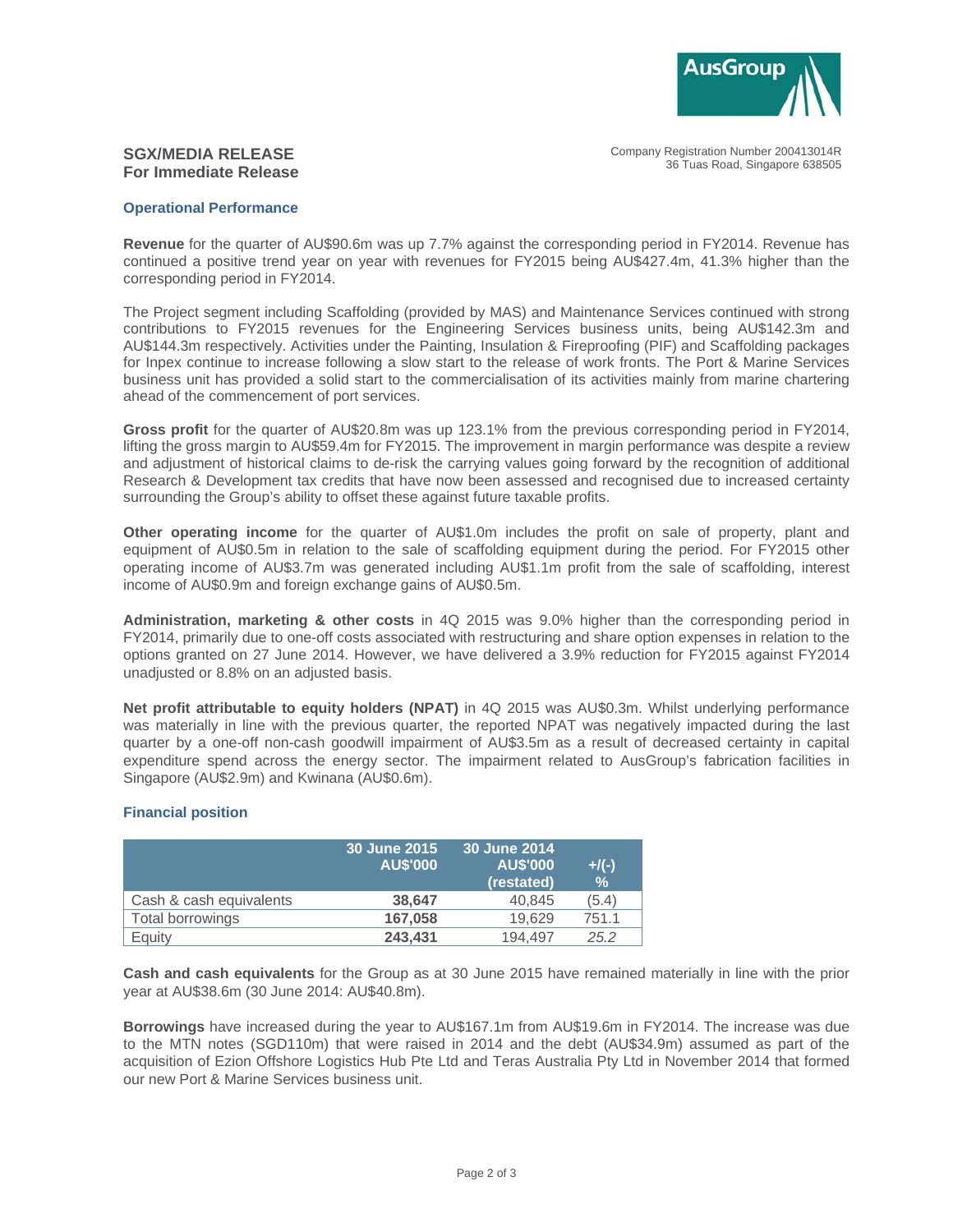**SGX/MEDIA RELEASE**
**For Immediate Release**

Company Registration Number 200413014R
36 Tuas Road, Singapore 638505

## Operational Performance

**Revenue** for the quarter of AU$90.6m was up 7.7% against the corresponding period in FY2014. Revenue has continued a positive trend year on year with revenues for FY2015 being AU$427.4m, 41.3% higher than the corresponding period in FY2014.

The Project segment including Scaffolding (provided by MAS) and Maintenance Services continued with strong contributions to FY2015 revenues for the Engineering Services business units, being AU$142.3m and AU$144.3m respectively. Activities under the Painting, Insulation & Fireproofing (PIF) and Scaffolding packages for Inpex continue to increase following a slow start to the release of work fronts. The Port & Marine Services business unit has provided a solid start to the commercialisation of its activities mainly from marine chartering ahead of the commencement of port services.

**Gross profit** for the quarter of AU$20.8m was up 123.1% from the previous corresponding period in FY2014, lifting the gross margin to AU$59.4m for FY2015. The improvement in margin performance was despite a review and adjustment of historical claims to de-risk the carrying values going forward by the recognition of additional Research & Development tax credits that have now been assessed and recognised due to increased certainty surrounding the Group's ability to offset these against future taxable profits.

**Other operating income** for the quarter of AU$1.0m includes the profit on sale of property, plant and equipment of AU$0.5m in relation to the sale of scaffolding equipment during the period. For FY2015 other operating income of AU$3.7m was generated including AU$1.1m profit from the sale of scaffolding, interest income of AU$0.9m and foreign exchange gains of AU$0.5m.

**Administration, marketing & other costs** in 4Q 2015 was 9.0% higher than the corresponding period in FY2014, primarily due to one-off costs associated with restructuring and share option expenses in relation to the options granted on 27 June 2014. However, we have delivered a 3.9% reduction for FY2015 against FY2014 unadjusted or 8.8% on an adjusted basis.

**Net profit attributable to equity holders (NPAT)** in 4Q 2015 was AU$0.3m. Whilst underlying performance was materially in line with the previous quarter, the reported NPAT was negatively impacted during the last quarter by a one-off non-cash goodwill impairment of AU$3.5m as a result of decreased certainty in capital expenditure spend across the energy sector. The impairment related to AusGroup's fabrication facilities in Singapore (AU$2.9m) and Kwinana (AU$0.6m).

## Financial position

| | 30 June 2015 AU$'000 | 30 June 2014 AU$'000 (restated) | +/(-) % |
|---|---|---|---|
| Cash & cash equivalents | **38,647** | 40,845 | (5.4) |
| Total borrowings | **167,058** | 19,629 | 751.1 |
| Equity | **243,431** | 194,497 | *25.2* |

**Cash and cash equivalents** for the Group as at 30 June 2015 have remained materially in line with the prior year at AU$38.6m (30 June 2014: AU$40.8m).

**Borrowings** have increased during the year to AU$167.1m from AU$19.6m in FY2014. The increase was due to the MTN notes (SGD110m) that were raised in 2014 and the debt (AU$34.9m) assumed as part of the acquisition of Ezion Offshore Logistics Hub Pte Ltd and Teras Australia Pty Ltd in November 2014 that formed our new Port & Marine Services business unit.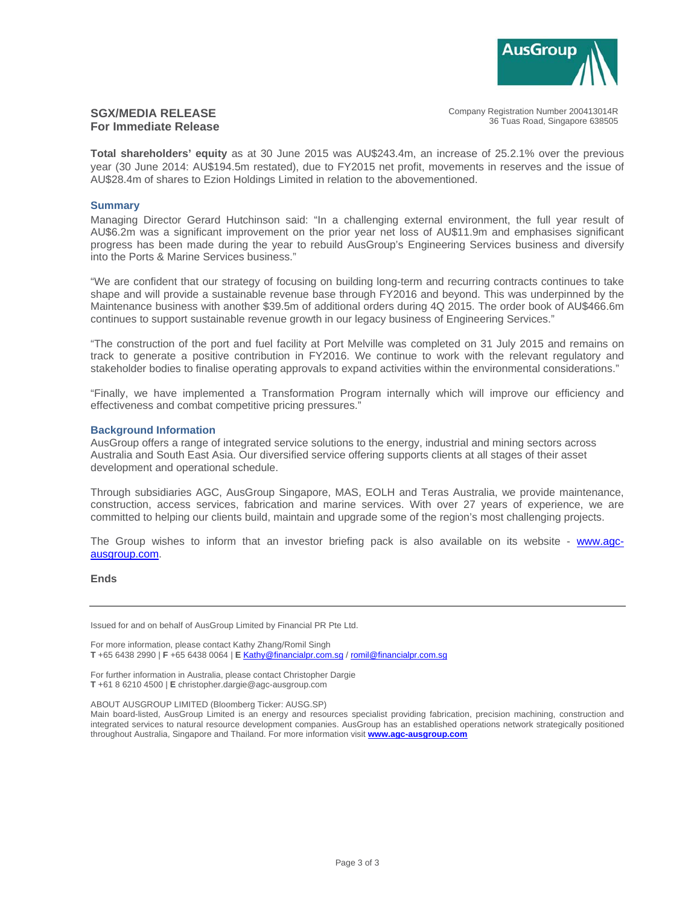**SGX/MEDIA RELEASE**
**For Immediate Release**

Company Registration Number 200413014R
36 Tuas Road, Singapore 638505

**Total shareholders' equity** as at 30 June 2015 was AU$243.4m, an increase of 25.2.1% over the previous year (30 June 2014: AU$194.5m restated), due to FY2015 net profit, movements in reserves and the issue of AU$28.4m of shares to Ezion Holdings Limited in relation to the abovementioned.

### Summary

Managing Director Gerard Hutchinson said: "In a challenging external environment, the full year result of AU$6.2m was a significant improvement on the prior year net loss of AU$11.9m and emphasises significant progress has been made during the year to rebuild AusGroup's Engineering Services business and diversify into the Ports & Marine Services business."

"We are confident that our strategy of focusing on building long-term and recurring contracts continues to take shape and will provide a sustainable revenue base through FY2016 and beyond. This was underpinned by the Maintenance business with another $39.5m of additional orders during 4Q 2015. The order book of AU$466.6m continues to support sustainable revenue growth in our legacy business of Engineering Services."

"The construction of the port and fuel facility at Port Melville was completed on 31 July 2015 and remains on track to generate a positive contribution in FY2016. We continue to work with the relevant regulatory and stakeholder bodies to finalise operating approvals to expand activities within the environmental considerations."

"Finally, we have implemented a Transformation Program internally which will improve our efficiency and effectiveness and combat competitive pricing pressures."

### Background Information

AusGroup offers a range of integrated service solutions to the energy, industrial and mining sectors across Australia and South East Asia. Our diversified service offering supports clients at all stages of their asset development and operational schedule.

Through subsidiaries AGC, AusGroup Singapore, MAS, EOLH and Teras Australia, we provide maintenance, construction, access services, fabrication and marine services. With over 27 years of experience, we are committed to helping our clients build, maintain and upgrade some of the region's most challenging projects.

The Group wishes to inform that an investor briefing pack is also available on its website - www.agc-ausgroup.com.

**Ends**

---

Issued for and on behalf of AusGroup Limited by Financial PR Pte Ltd.

For more information, please contact Kathy Zhang/Romil Singh
**T** +65 6438 2990 | **F** +65 6438 0064 | **E** Kathy@financialpr.com.sg / romil@financialpr.com.sg

For further information in Australia, please contact Christopher Dargie
**T** +61 8 6210 4500 | **E** christopher.dargie@agc-ausgroup.com

ABOUT AUSGROUP LIMITED (Bloomberg Ticker: AUSG.SP)
Main board-listed, AusGroup Limited is an energy and resources specialist providing fabrication, precision machining, construction and integrated services to natural resource development companies. AusGroup has an established operations network strategically positioned throughout Australia, Singapore and Thailand. For more information visit **www.agc-ausgroup.com**